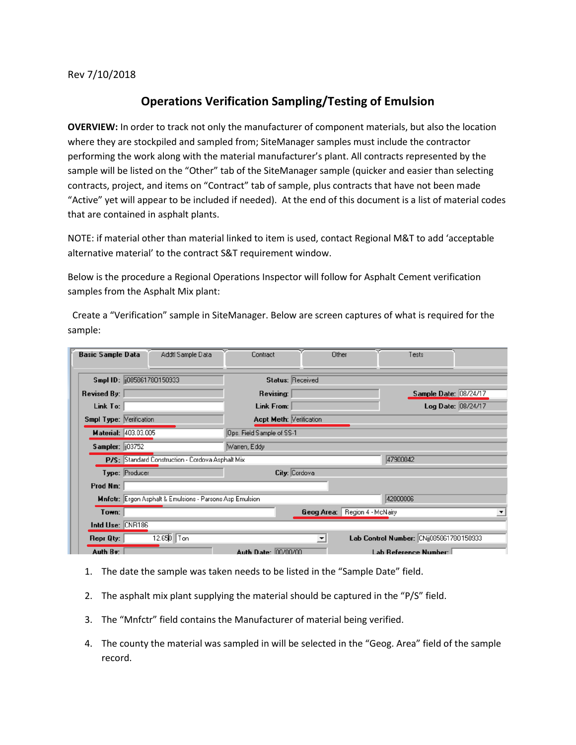Rev 7/10/2018

# Operations Verification Sampling/Testing of Emulsion

**OVERVIEW:** In order to track not only the manufacturer of component materials, but also the location where they are stockpiled and sampled from; SiteManager samples must include the contractor performing the work along with the material manufacturer's plant. All contracts represented by the sample will be listed on the "Other" tab of the SiteManager sample (quicker and easier than selecting contracts, project, and items on "Contract" tab of sample, plus contracts that have not been made "Active" yet will appear to be included if needed). At the end of this document is a list of material codes that are contained in asphalt plants.

NOTE: if material other than material linked to item is used, contact Regional M&T to add 'acceptable alternative material' to the contract S&T requirement window.

Below is the procedure a Regional Operations Inspector will follow for Asphalt Cement verification samples from the Asphalt Mix plant:

Create a "Verification" sample in SiteManager. Below are screen captures of what is required for the sample:

| Basic Sample Data | Addtl Sample Data | Contract | Other | Tests |
|---|---|---|---|---|

| Field | Value | Field | Value | Field | Value |
|---|---|---|---|---|---|
| Smpl ID: | jj085861780150933 | Status: | Received | | |
| Revised By: | | Revising: | | Sample Date: | 08/24/17 |
| Link To: | | Link From: | | Log Date: | 08/24/17 |
| Smpl Type: | Verification | Acpt Meth: | Verification | | |
| Material: | 403.03.005 | | Ops. Field Sample of SS-1 | | |
| Sampler: | jj03752 | | Warren, Eddy | | |
| P/S: | Standard Construction - Cordova Asphalt Mix | | 47900042 | | |
| Type: | Producer | City: | Cordova | | |
| Prod Nm: | | | | | |
| Mnfctr: | Ergon Asphalt & Emulsions - Parsons Asp Emulsion | | 42000006 | | |
| Town: | | Geog Area: | Region 4 - McNairy | | |
| Intd Use: | CNR186 | | | | |
| Repr Qty: | 12.650 Ton | Lab Control Number: | CNjj085861780150933 | | |
| Auth By: | | Auth Date: | 00/00/00 | Lab Reference Number: | |

1. The date the sample was taken needs to be listed in the "Sample Date" field.
2. The asphalt mix plant supplying the material should be captured in the "P/S" field.
3. The "Mnfctr" field contains the Manufacturer of material being verified.
4. The county the material was sampled in will be selected in the "Geog. Area" field of the sample record.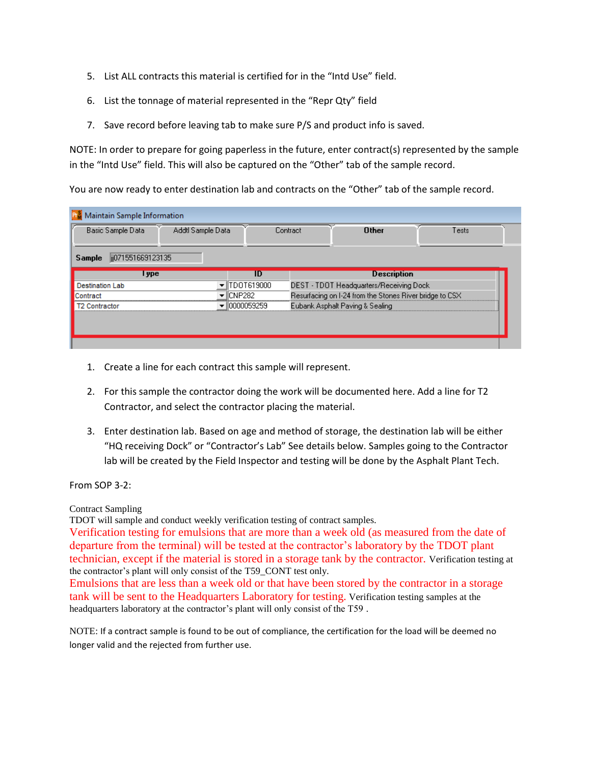5. List ALL contracts this material is certified for in the "Intd Use" field.

6. List the tonnage of material represented in the "Repr Qty" field

7. Save record before leaving tab to make sure P/S and product info is saved.

NOTE: In order to prepare for going paperless in the future, enter contract(s) represented by the sample in the "Intd Use" field. This will also be captured on the "Other" tab of the sample record.

You are now ready to enter destination lab and contracts on the "Other" tab of the sample record.

Maintain Sample Information

Basic Sample Data | Addtl Sample Data | Contract | **Other** | Tests

**Sample** jj071551669123135

| Type | ID | Description |
| --- | --- | --- |
| Destination Lab | TDOT619000 | DEST - TDOT Headquarters/Receiving Dock |
| Contract | CNP282 | Resurfacing on I-24 from the Stones River bridge to CSX |
| T2 Contractor | 0000059259 | Eubank Asphalt Paving & Sealing |

1. Create a line for each contract this sample will represent.

2. For this sample the contractor doing the work will be documented here. Add a line for T2 Contractor, and select the contractor placing the material.

3. Enter destination lab. Based on age and method of storage, the destination lab will be either "HQ receiving Dock" or "Contractor's Lab" See details below. Samples going to the Contractor lab will be created by the Field Inspector and testing will be done by the Asphalt Plant Tech.

From SOP 3-2:

Contract Sampling
TDOT will sample and conduct weekly verification testing of contract samples.
Verification testing for emulsions that are more than a week old (as measured from the date of departure from the terminal) will be tested at the contractor's laboratory by the TDOT plant technician, except if the material is stored in a storage tank by the contractor. Verification testing at the contractor's plant will only consist of the T59_CONT test only.
Emulsions that are less than a week old or that have been stored by the contractor in a storage tank will be sent to the Headquarters Laboratory for testing. Verification testing samples at the headquarters laboratory at the contractor's plant will only consist of the T59 .

NOTE: If a contract sample is found to be out of compliance, the certification for the load will be deemed no longer valid and the rejected from further use.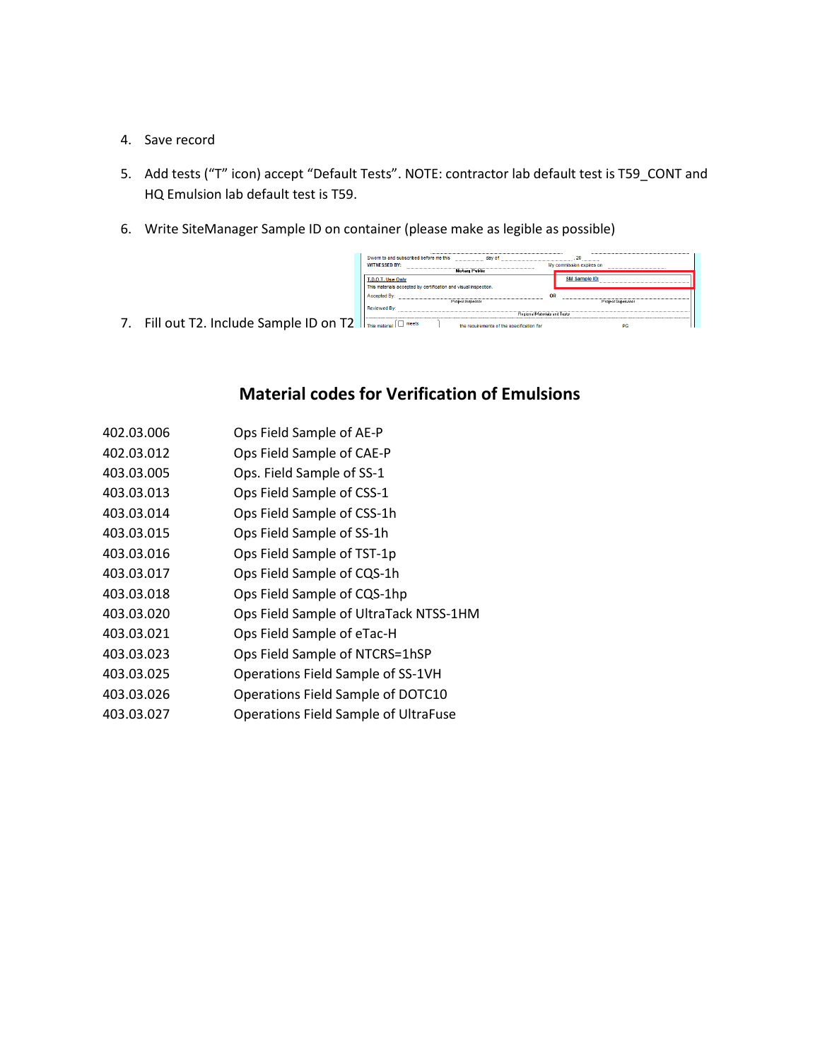4. Save record

5. Add tests ("T" icon) accept "Default Tests". NOTE: contractor lab default test is T59_CONT and HQ Emulsion lab default test is T59.

6. Write SiteManager Sample ID on container (please make as legible as possible)

7. Fill out T2. Include Sample ID on T2

## Material codes for Verification of Emulsions

| | |
|---|---|
| 402.03.006 | Ops Field Sample of AE-P |
| 402.03.012 | Ops Field Sample of CAE-P |
| 403.03.005 | Ops. Field Sample of SS-1 |
| 403.03.013 | Ops Field Sample of CSS-1 |
| 403.03.014 | Ops Field Sample of CSS-1h |
| 403.03.015 | Ops Field Sample of SS-1h |
| 403.03.016 | Ops Field Sample of TST-1p |
| 403.03.017 | Ops Field Sample of CQS-1h |
| 403.03.018 | Ops Field Sample of CQS-1hp |
| 403.03.020 | Ops Field Sample of UltraTack NTSS-1HM |
| 403.03.021 | Ops Field Sample of eTac-H |
| 403.03.023 | Ops Field Sample of NTCRS=1hSP |
| 403.03.025 | Operations Field Sample of SS-1VH |
| 403.03.026 | Operations Field Sample of DOTC10 |
| 403.03.027 | Operations Field Sample of UltraFuse |